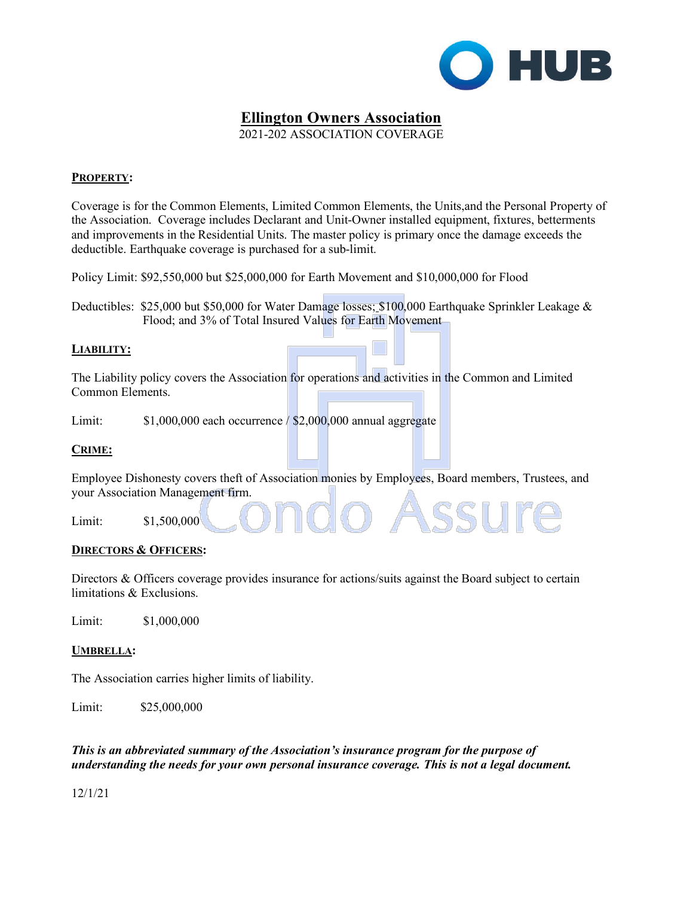# **Ellington Owners Association**

2021-202 ASSOCIATION COVERAGE

## **PROPERTY:**

Coverage is for the Common Elements, Limited Common Elements, the Units,and the Personal Property of the Association. Coverage includes Declarant and Unit-Owner installed equipment, fixtures, betterments and improvements in the Residential Units. The master policy is primary once the damage exceeds the deductible. Earthquake coverage is purchased for a sub-limit.

Policy Limit: $92,550,000 but $25,000,000 for Earth Movement and $10,000,000 for Flood

Deductibles: $25,000 but $50,000 for Water Damage losses; $100,000 Earthquake Sprinkler Leakage & Flood; and 3% of Total Insured Values for Earth Movement

## **LIABILITY:**

The Liability policy covers the Association for operations and activities in the Common and Limited Common Elements.

Limit: $1,000,000 each occurrence / $2,000,000 annual aggregate

## **CRIME:**

Employee Dishonesty covers theft of Association monies by Employees, Board members, Trustees, and your Association Management firm.

Limit: $1,500,000

## **DIRECTORS & OFFICERS:**

Directors & Officers coverage provides insurance for actions/suits against the Board subject to certain limitations & Exclusions.

Limit: $1,000,000

## **UMBRELLA:**

The Association carries higher limits of liability.

Limit: $25,000,000

***This is an abbreviated summary of the Association's insurance program for the purpose of understanding the needs for your own personal insurance coverage. This is not a legal document.***

12/1/21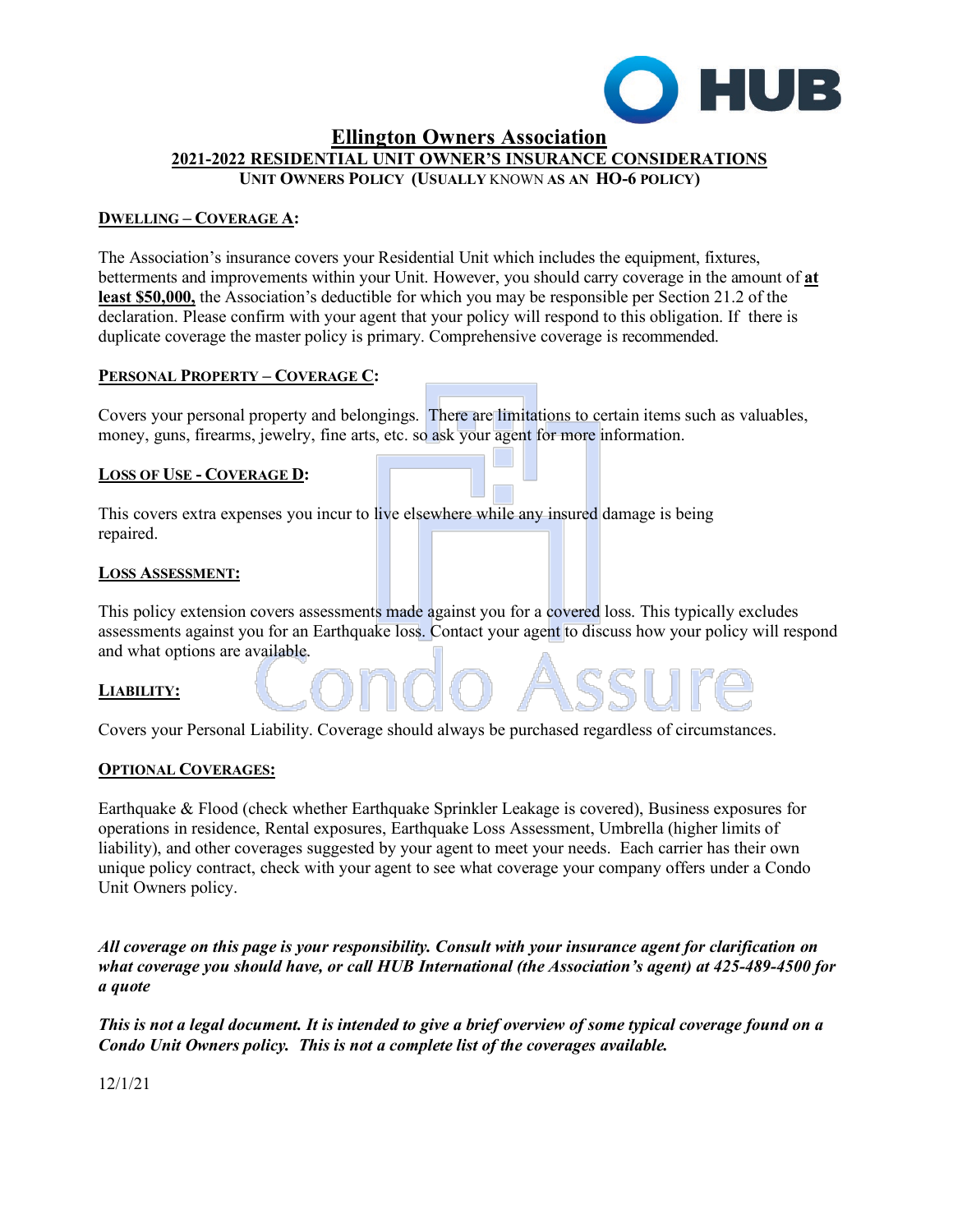# Ellington Owners Association

## 2021-2022 RESIDENTIAL UNIT OWNER'S INSURANCE CONSIDERATIONS

### UNIT OWNERS POLICY (USUALLY KNOWN AS AN HO-6 POLICY)

**DWELLING – COVERAGE A:**

The Association's insurance covers your Residential Unit which includes the equipment, fixtures, betterments and improvements within your Unit. However, you should carry coverage in the amount of **at least $50,000,** the Association's deductible for which you may be responsible per Section 21.2 of the declaration. Please confirm with your agent that your policy will respond to this obligation. If there is duplicate coverage the master policy is primary. Comprehensive coverage is recommended.

**PERSONAL PROPERTY – COVERAGE C:**

Covers your personal property and belongings. There are limitations to certain items such as valuables, money, guns, firearms, jewelry, fine arts, etc. so ask your agent for more information.

**LOSS OF USE - COVERAGE D:**

This covers extra expenses you incur to live elsewhere while any insured damage is being repaired.

**LOSS ASSESSMENT:**

This policy extension covers assessments made against you for a covered loss. This typically excludes assessments against you for an Earthquake loss. Contact your agent to discuss how your policy will respond and what options are available.

**LIABILITY:**

Covers your Personal Liability. Coverage should always be purchased regardless of circumstances.

**OPTIONAL COVERAGES:**

Earthquake & Flood (check whether Earthquake Sprinkler Leakage is covered), Business exposures for operations in residence, Rental exposures, Earthquake Loss Assessment, Umbrella (higher limits of liability), and other coverages suggested by your agent to meet your needs. Each carrier has their own unique policy contract, check with your agent to see what coverage your company offers under a Condo Unit Owners policy.

***All coverage on this page is your responsibility. Consult with your insurance agent for clarification on what coverage you should have, or call HUB International (the Association's agent) at 425-489-4500 for a quote***

***This is not a legal document. It is intended to give a brief overview of some typical coverage found on a Condo Unit Owners policy. This is not a complete list of the coverages available.***

12/1/21